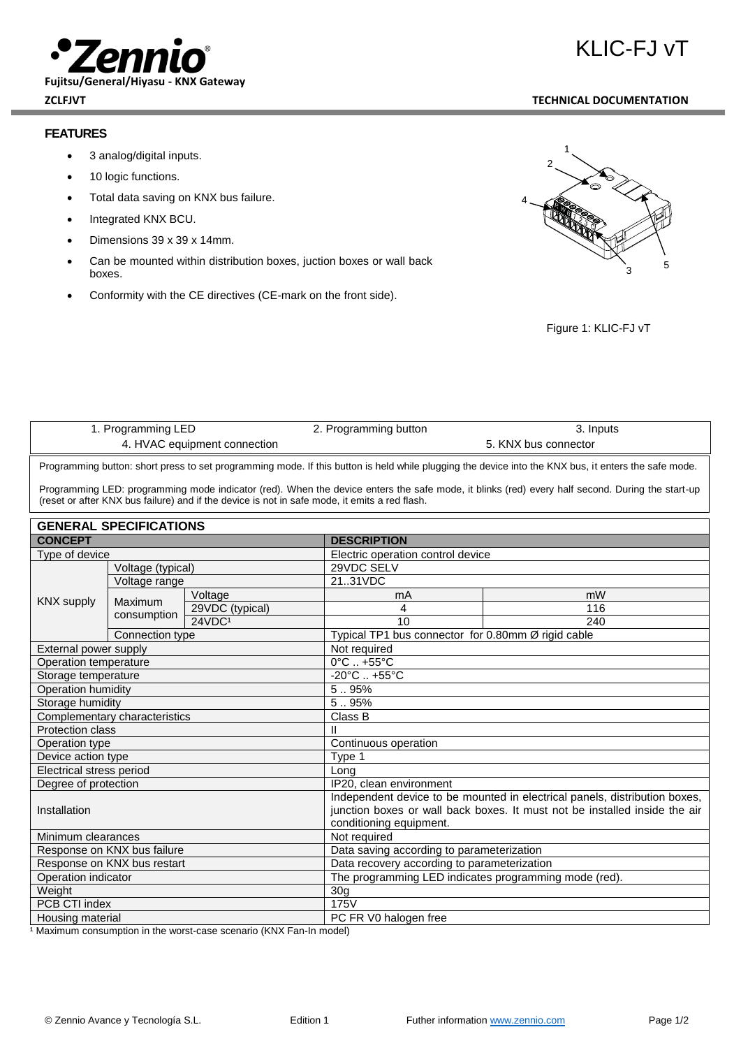# KLIC-FJ vT

**Fujitsu/General/Hiyasu - KNX Gateway**

**ZCLFJVT** **TECHNICAL DOCUMENTATION**

## FEATURES

- 3 analog/digital inputs.
- 10 logic functions.
- Total data saving on KNX bus failure.
- Integrated KNX BCU.
- Dimensions 39 x 39 x 14mm.
- Can be mounted within distribution boxes, juction boxes or wall back boxes.
- Conformity with the CE directives (CE-mark on the front side).

Figure 1: KLIC-FJ vT

| 1. Programming LED | 2. Programming button | 3. Inputs |
|---|---|---|
| 4. HVAC equipment connection | | 5. KNX bus connector |

Programming button: short press to set programming mode. If this button is held while plugging the device into the KNX bus, it enters the safe mode.

Programming LED: programming mode indicator (red). When the device enters the safe mode, it blinks (red) every half second. During the start-up (reset or after KNX bus failure) and if the device is not in safe mode, it emits a red flash.

## GENERAL SPECIFICATIONS

| CONCEPT | | | DESCRIPTION | |
|---|---|---|---|---|
| Type of device | | | Electric operation control device | |
| KNX supply | Voltage (typical) | | 29VDC SELV | |
| | Voltage range | | 21..31VDC | |
| | Maximum consumption | Voltage | mA | mW |
| | | 29VDC (typical) | 4 | 116 |
| | | 24VDC[1] | 10 | 240 |
| | Connection type | | Typical TP1 bus connector for 0.80mm Ø rigid cable | |
| External power supply | | | Not required | |
| Operation temperature | | | 0°C .. +55°C | |
| Storage temperature | | | -20°C .. +55°C | |
| Operation humidity | | | 5 .. 95% | |
| Storage humidity | | | 5 .. 95% | |
| Complementary characteristics | | | Class B | |
| Protection class | | | II | |
| Operation type | | | Continuous operation | |
| Device action type | | | Type 1 | |
| Electrical stress period | | | Long | |
| Degree of protection | | | IP20, clean environment | |
| Installation | | | Independent device to be mounted in electrical panels, distribution boxes, junction boxes or wall back boxes. It must not be installed inside the air conditioning equipment. | |
| Minimum clearances | | | Not required | |
| Response on KNX bus failure | | | Data saving according to parameterization | |
| Response on KNX bus restart | | | Data recovery according to parameterization | |
| Operation indicator | | | The programming LED indicates programming mode (red). | |
| Weight | | | 30g | |
| PCB CTI index | | | 175V | |
| Housing material | | | PC FR V0 halogen free | |

[1] Maximum consumption in the worst-case scenario (KNX Fan-In model)

© Zennio Avance y Tecnología S.L. Edition 1 Futher information www.zennio.com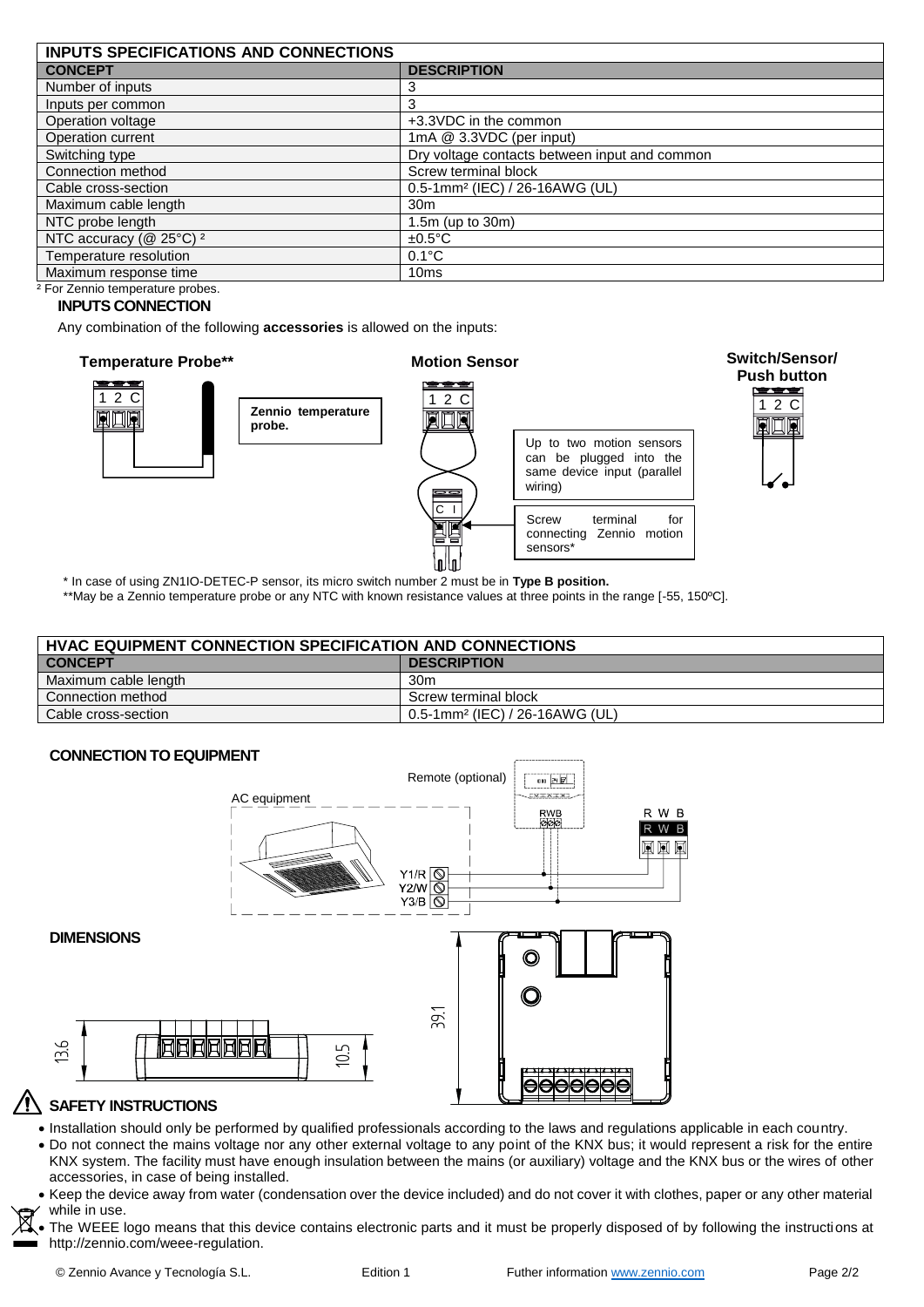| INPUTS SPECIFICATIONS AND CONNECTIONS | |
|---|---|
| **CONCEPT** | **DESCRIPTION** |
| Number of inputs | 3 |
| Inputs per common | 3 |
| Operation voltage | +3.3VDC in the common |
| Operation current | 1mA @ 3.3VDC (per input) |
| Switching type | Dry voltage contacts between input and common |
| Connection method | Screw terminal block |
| Cable cross-section | 0.5-1mm² (IEC) / 26-16AWG (UL) |
| Maximum cable length | 30m |
| NTC probe length | 1.5m (up to 30m) |
| NTC accuracy (@ 25°C) [2] | ±0.5°C |
| Temperature resolution | 0.1°C |
| Maximum response time | 10ms |

[2] For Zennio temperature probes.

### INPUTS CONNECTION

Any combination of the following **accessories** is allowed on the inputs:

**Temperature Probe****

1 2 C

Zennio temperature probe.

**Motion Sensor**

1 2 C

Up to two motion sensors can be plugged into the same device input (parallel wiring)

C I

Screw terminal for connecting Zennio motion sensors*

**Switch/Sensor/ Push button**

1 2 C

* In case of using ZN1IO-DETEC-P sensor, its micro switch number 2 must be in **Type B position.**

**May be a Zennio temperature probe or any NTC with known resistance values at three points in the range [-55, 150ºC].

| HVAC EQUIPMENT CONNECTION SPECIFICATION AND CONNECTIONS | |
|---|---|
| **CONCEPT** | **DESCRIPTION** |
| Maximum cable length | 30m |
| Connection method | Screw terminal block |
| Cable cross-section | 0.5-1mm² (IEC) / 26-16AWG (UL) |

### CONNECTION TO EQUIPMENT

Remote (optional)

AC equipment

RWB

R W B

Y1/R

Y2/W

Y3/B

### DIMENSIONS

13.6

10.5

39.1

### SAFETY INSTRUCTIONS

- Installation should only be performed by qualified professionals according to the laws and regulations applicable in each country.
- Do not connect the mains voltage nor any other external voltage to any point of the KNX bus; it would represent a risk for the entire KNX system. The facility must have enough insulation between the mains (or auxiliary) voltage and the KNX bus or the wires of other accessories, in case of being installed.
- Keep the device away from water (condensation over the device included) and do not cover it with clothes, paper or any other material while in use.
- The WEEE logo means that this device contains electronic parts and it must be properly disposed of by following the instructions at http://zennio.com/weee-regulation.

© Zennio Avance y Tecnología S.L. Edition 1 Futher information www.zennio.com